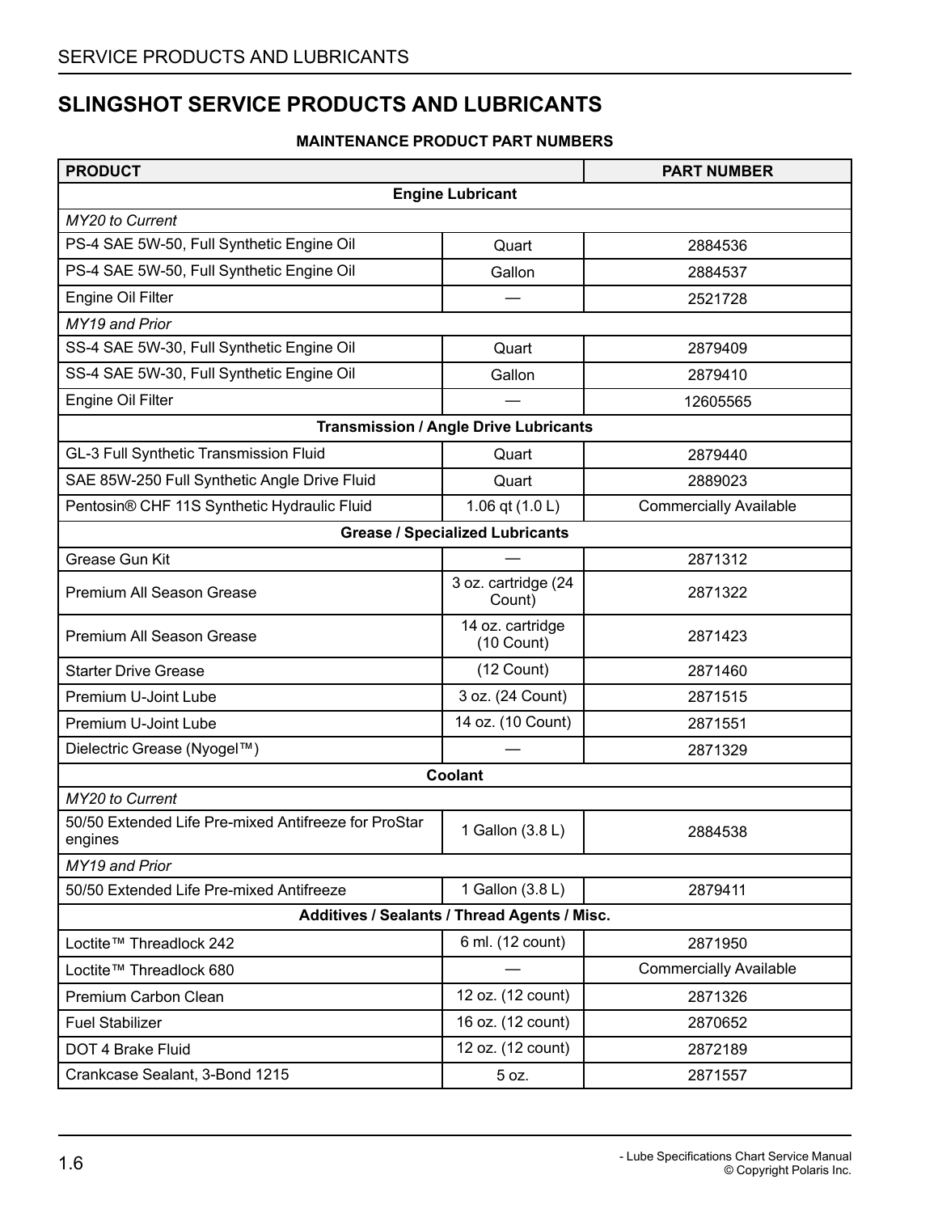# SLINGSHOT SERVICE PRODUCTS AND LUBRICANTS

**MAINTENANCE PRODUCT PART NUMBERS**

| PRODUCT | | PART NUMBER |
|---|---|---|
| **Engine Lubricant** | | |
| *MY20 to Current* | | |
| PS-4 SAE 5W-50, Full Synthetic Engine Oil | Quart | 2884536 |
| PS-4 SAE 5W-50, Full Synthetic Engine Oil | Gallon | 2884537 |
| Engine Oil Filter | — | 2521728 |
| *MY19 and Prior* | | |
| SS-4 SAE 5W-30, Full Synthetic Engine Oil | Quart | 2879409 |
| SS-4 SAE 5W-30, Full Synthetic Engine Oil | Gallon | 2879410 |
| Engine Oil Filter | — | 12605565 |
| **Transmission / Angle Drive Lubricants** | | |
| GL-3 Full Synthetic Transmission Fluid | Quart | 2879440 |
| SAE 85W-250 Full Synthetic Angle Drive Fluid | Quart | 2889023 |
| Pentosin® CHF 11S Synthetic Hydraulic Fluid | 1.06 qt (1.0 L) | Commercially Available |
| **Grease / Specialized Lubricants** | | |
| Grease Gun Kit | — | 2871312 |
| Premium All Season Grease | 3 oz. cartridge (24 Count) | 2871322 |
| Premium All Season Grease | 14 oz. cartridge (10 Count) | 2871423 |
| Starter Drive Grease | (12 Count) | 2871460 |
| Premium U-Joint Lube | 3 oz. (24 Count) | 2871515 |
| Premium U-Joint Lube | 14 oz. (10 Count) | 2871551 |
| Dielectric Grease (Nyogel™) | — | 2871329 |
| **Coolant** | | |
| *MY20 to Current* | | |
| 50/50 Extended Life Pre-mixed Antifreeze for ProStar engines | 1 Gallon (3.8 L) | 2884538 |
| *MY19 and Prior* | | |
| 50/50 Extended Life Pre-mixed Antifreeze | 1 Gallon (3.8 L) | 2879411 |
| **Additives / Sealants / Thread Agents / Misc.** | | |
| Loctite™ Threadlock 242 | 6 ml. (12 count) | 2871950 |
| Loctite™ Threadlock 680 | — | Commercially Available |
| Premium Carbon Clean | 12 oz. (12 count) | 2871326 |
| Fuel Stabilizer | 16 oz. (12 count) | 2870652 |
| DOT 4 Brake Fluid | 12 oz. (12 count) | 2872189 |
| Crankcase Sealant, 3-Bond 1215 | 5 oz. | 2871557 |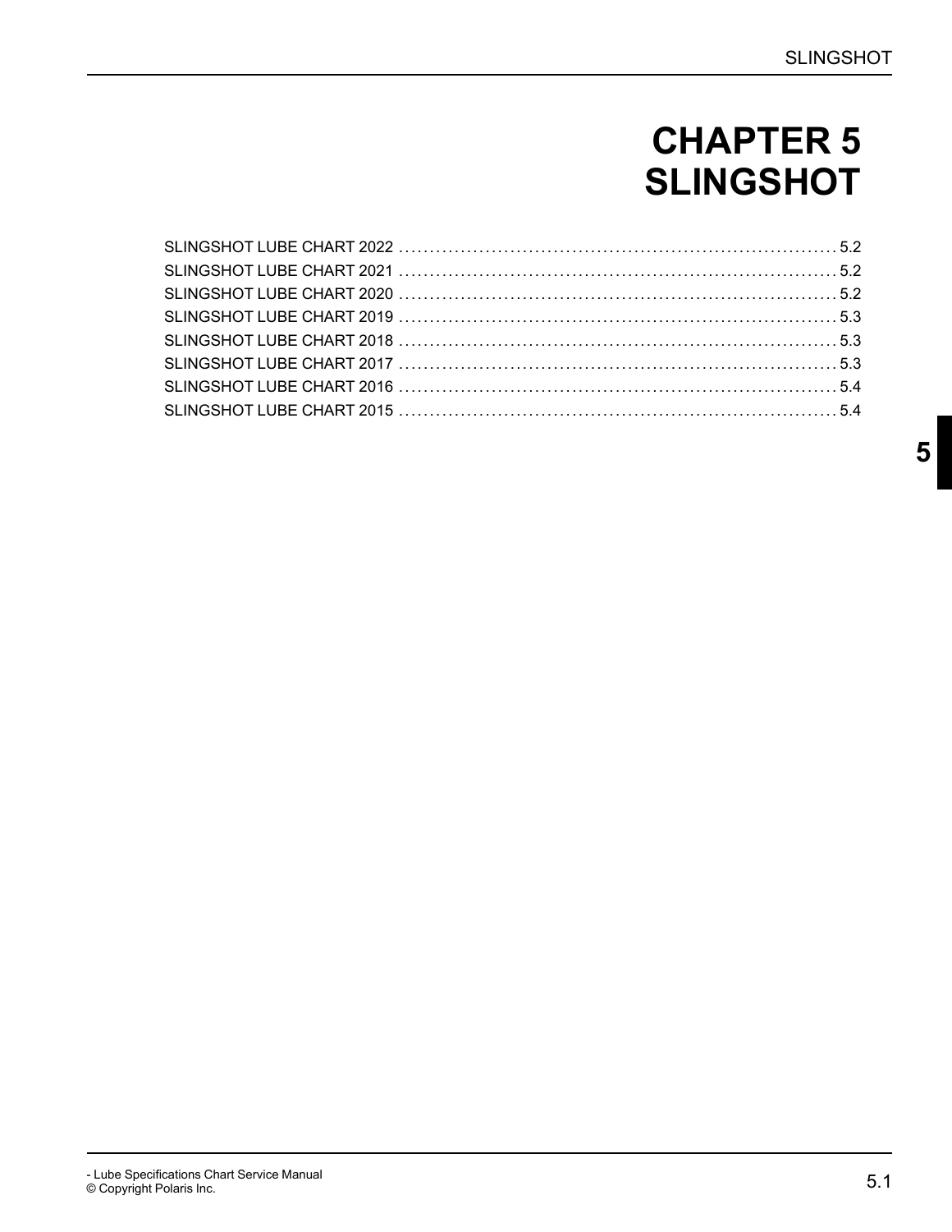# CHAPTER 5
# SLINGSHOT

SLINGSHOT LUBE CHART 2022 .......... 5.2
SLINGSHOT LUBE CHART 2021 .......... 5.2
SLINGSHOT LUBE CHART 2020 .......... 5.2
SLINGSHOT LUBE CHART 2019 .......... 5.3
SLINGSHOT LUBE CHART 2018 .......... 5.3
SLINGSHOT LUBE CHART 2017 .......... 5.3
SLINGSHOT LUBE CHART 2016 .......... 5.4
SLINGSHOT LUBE CHART 2015 .......... 5.4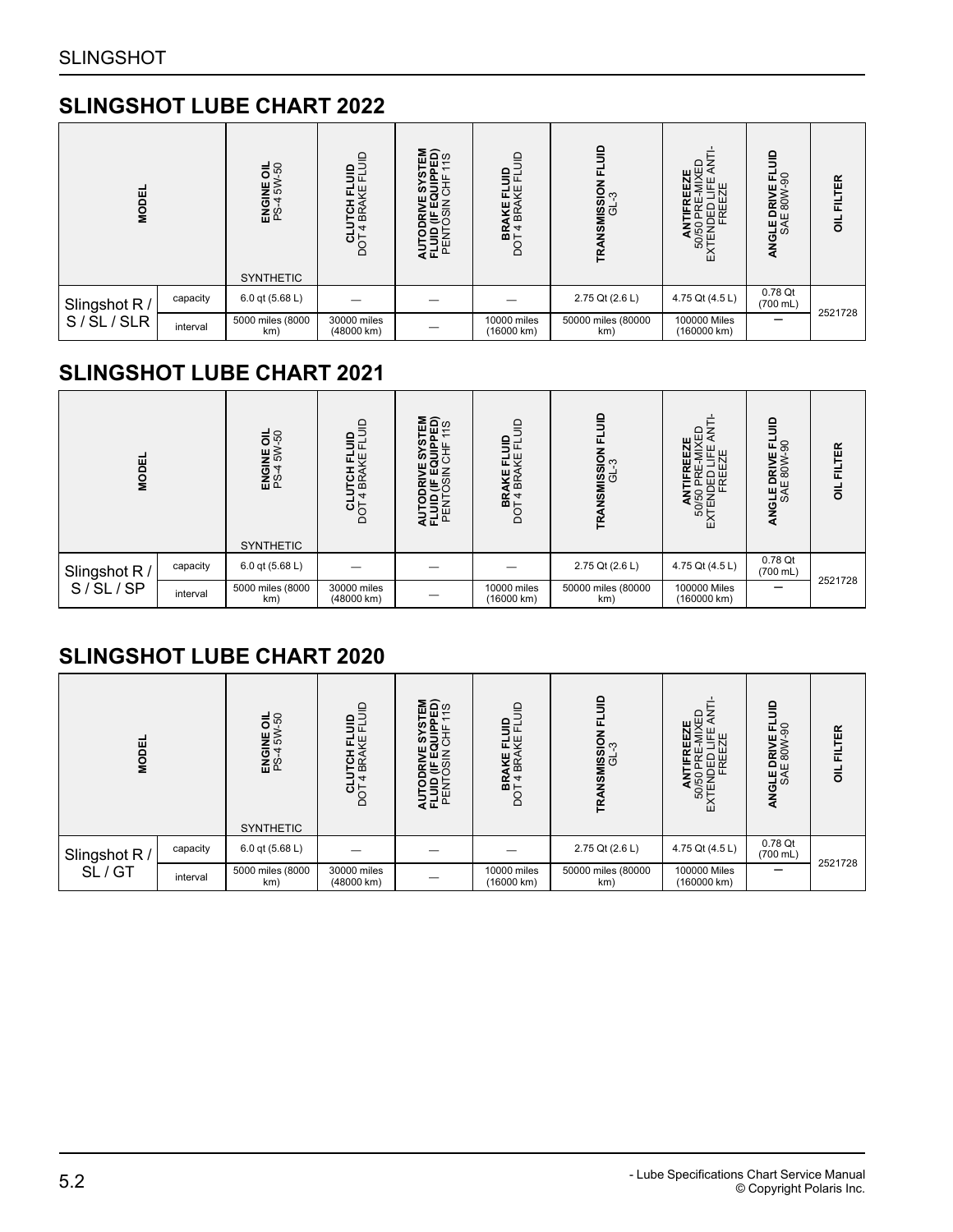## SLINGSHOT LUBE CHART 2022

| MODEL | | **ENGINE OIL** PS-4 5W-50 SYNTHETIC | **CLUTCH FLUID** DOT 4 BRAKE FLUID | **AUTODRIVE SYSTEM FLUID (IF EQUIPPED)** PENTOSIN CHF 11S | **BRAKE FLUID** DOT 4 BRAKE FLUID | **TRANSMISSION FLUID** GL-3 | **ANTIFREEZE** 50/50 PRE-MIXED EXTENDED LIFE ANTI-FREEZE | **ANGLE DRIVE FLUID** SAE 80W-90 | **OIL FILTER** |
|---|---|---|---|---|---|---|---|---|---|
| Slingshot R / S / SL / SLR | capacity | 6.0 qt (5.68 L) | — | — | — | 2.75 Qt (2.6 L) | 4.75 Qt (4.5 L) | 0.78 Qt (700 mL) | 2521728 |
| | interval | 5000 miles (8000 km) | 30000 miles (48000 km) | — | 10000 miles (16000 km) | 50000 miles (80000 km) | 100000 Miles (160000 km) | — | |

## SLINGSHOT LUBE CHART 2021

| MODEL | | **ENGINE OIL** PS-4 5W-50 SYNTHETIC | **CLUTCH FLUID** DOT 4 BRAKE FLUID | **AUTODRIVE SYSTEM FLUID (IF EQUIPPED)** PENTOSIN CHF 11S | **BRAKE FLUID** DOT 4 BRAKE FLUID | **TRANSMISSION FLUID** GL-3 | **ANTIFREEZE** 50/50 PRE-MIXED EXTENDED LIFE ANTI-FREEZE | **ANGLE DRIVE FLUID** SAE 80W-90 | **OIL FILTER** |
|---|---|---|---|---|---|---|---|---|---|
| Slingshot R / S / SL / SP | capacity | 6.0 qt (5.68 L) | — | — | — | 2.75 Qt (2.6 L) | 4.75 Qt (4.5 L) | 0.78 Qt (700 mL) | 2521728 |
| | interval | 5000 miles (8000 km) | 30000 miles (48000 km) | — | 10000 miles (16000 km) | 50000 miles (80000 km) | 100000 Miles (160000 km) | — | |

## SLINGSHOT LUBE CHART 2020

| MODEL | | **ENGINE OIL** PS-4 5W-50 SYNTHETIC | **CLUTCH FLUID** DOT 4 BRAKE FLUID | **AUTODRIVE SYSTEM FLUID (IF EQUIPPED)** PENTOSIN CHF 11S | **BRAKE FLUID** DOT 4 BRAKE FLUID | **TRANSMISSION FLUID** GL-3 | **ANTIFREEZE** 50/50 PRE-MIXED EXTENDED LIFE ANTI-FREEZE | **ANGLE DRIVE FLUID** SAE 80W-90 | **OIL FILTER** |
|---|---|---|---|---|---|---|---|---|---|
| Slingshot R / SL / GT | capacity | 6.0 qt (5.68 L) | — | — | — | 2.75 Qt (2.6 L) | 4.75 Qt (4.5 L) | 0.78 Qt (700 mL) | 2521728 |
| | interval | 5000 miles (8000 km) | 30000 miles (48000 km) | — | 10000 miles (16000 km) | 50000 miles (80000 km) | 100000 Miles (160000 km) | — | |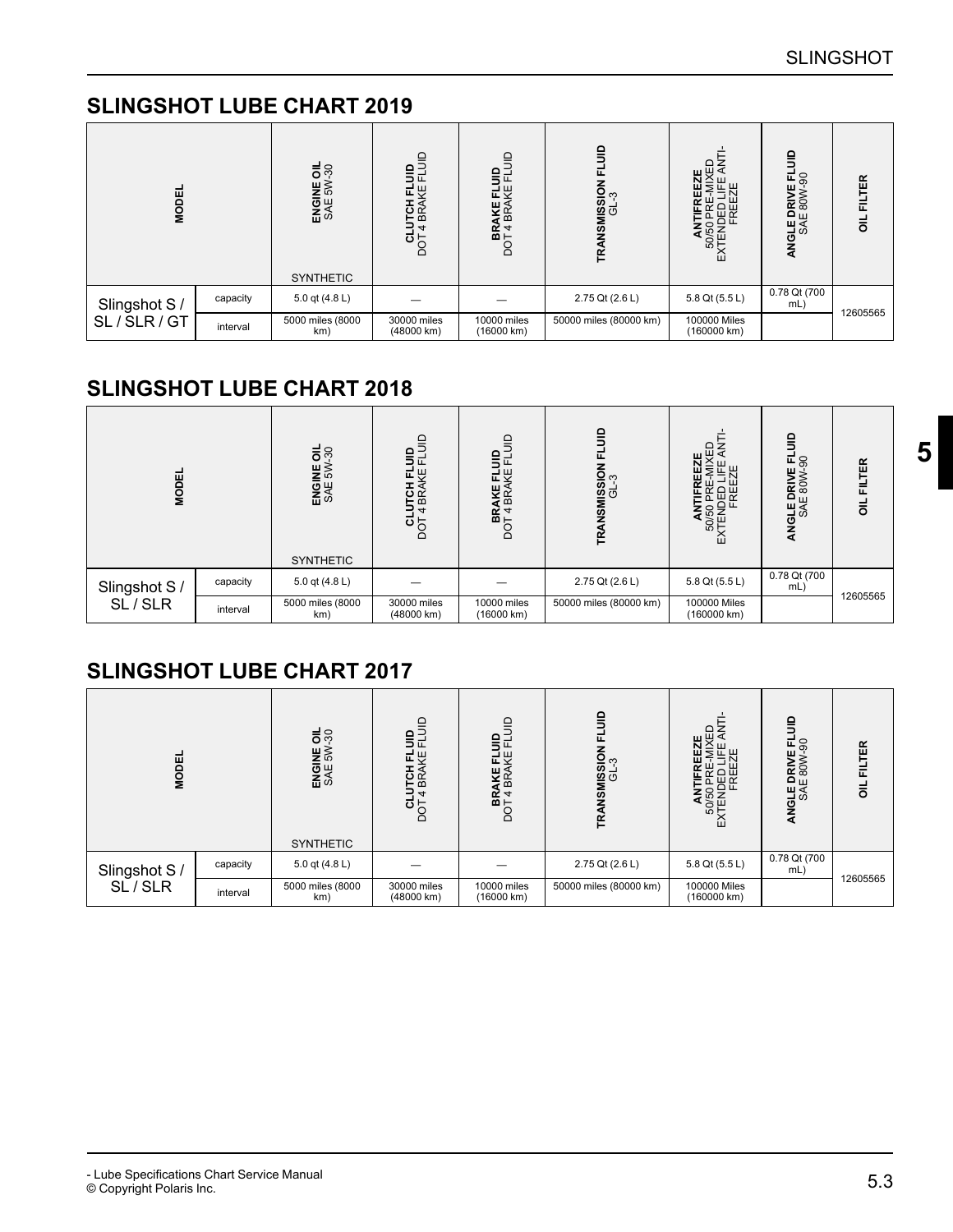## SLINGSHOT LUBE CHART 2019

| MODEL | | **ENGINE OIL** SAE 5W-30 SYNTHETIC | **CLUTCH FLUID** DOT 4 BRAKE FLUID | **BRAKE FLUID** DOT 4 BRAKE FLUID | **TRANSMISSION FLUID** GL-3 | **ANTIFREEZE** 50/50 PRE-MIXED EXTENDED LIFE ANTI-FREEZE | **ANGLE DRIVE FLUID** SAE 80W-90 | **OIL FILTER** |
|---|---|---|---|---|---|---|---|---|
| Slingshot S / SL / SLR / GT | capacity | 5.0 qt (4.8 L) | — | — | 2.75 Qt (2.6 L) | 5.8 Qt (5.5 L) | 0.78 Qt (700 mL) | 12605565 |
| | interval | 5000 miles (8000 km) | 30000 miles (48000 km) | 10000 miles (16000 km) | 50000 miles (80000 km) | 100000 Miles (160000 km) | | |

## SLINGSHOT LUBE CHART 2018

| MODEL | | **ENGINE OIL** SAE 5W-30 SYNTHETIC | **CLUTCH FLUID** DOT 4 BRAKE FLUID | **BRAKE FLUID** DOT 4 BRAKE FLUID | **TRANSMISSION FLUID** GL-3 | **ANTIFREEZE** 50/50 PRE-MIXED EXTENDED LIFE ANTI-FREEZE | **ANGLE DRIVE FLUID** SAE 80W-90 | **OIL FILTER** |
|---|---|---|---|---|---|---|---|---|
| Slingshot S / SL / SLR | capacity | 5.0 qt (4.8 L) | — | — | 2.75 Qt (2.6 L) | 5.8 Qt (5.5 L) | 0.78 Qt (700 mL) | 12605565 |
| | interval | 5000 miles (8000 km) | 30000 miles (48000 km) | 10000 miles (16000 km) | 50000 miles (80000 km) | 100000 Miles (160000 km) | | |

## SLINGSHOT LUBE CHART 2017

| MODEL | | **ENGINE OIL** SAE 5W-30 SYNTHETIC | **CLUTCH FLUID** DOT 4 BRAKE FLUID | **BRAKE FLUID** DOT 4 BRAKE FLUID | **TRANSMISSION FLUID** GL-3 | **ANTIFREEZE** 50/50 PRE-MIXED EXTENDED LIFE ANTI-FREEZE | **ANGLE DRIVE FLUID** SAE 80W-90 | **OIL FILTER** |
|---|---|---|---|---|---|---|---|---|
| Slingshot S / SL / SLR | capacity | 5.0 qt (4.8 L) | — | — | 2.75 Qt (2.6 L) | 5.8 Qt (5.5 L) | 0.78 Qt (700 mL) | 12605565 |
| | interval | 5000 miles (8000 km) | 30000 miles (48000 km) | 10000 miles (16000 km) | 50000 miles (80000 km) | 100000 Miles (160000 km) | | |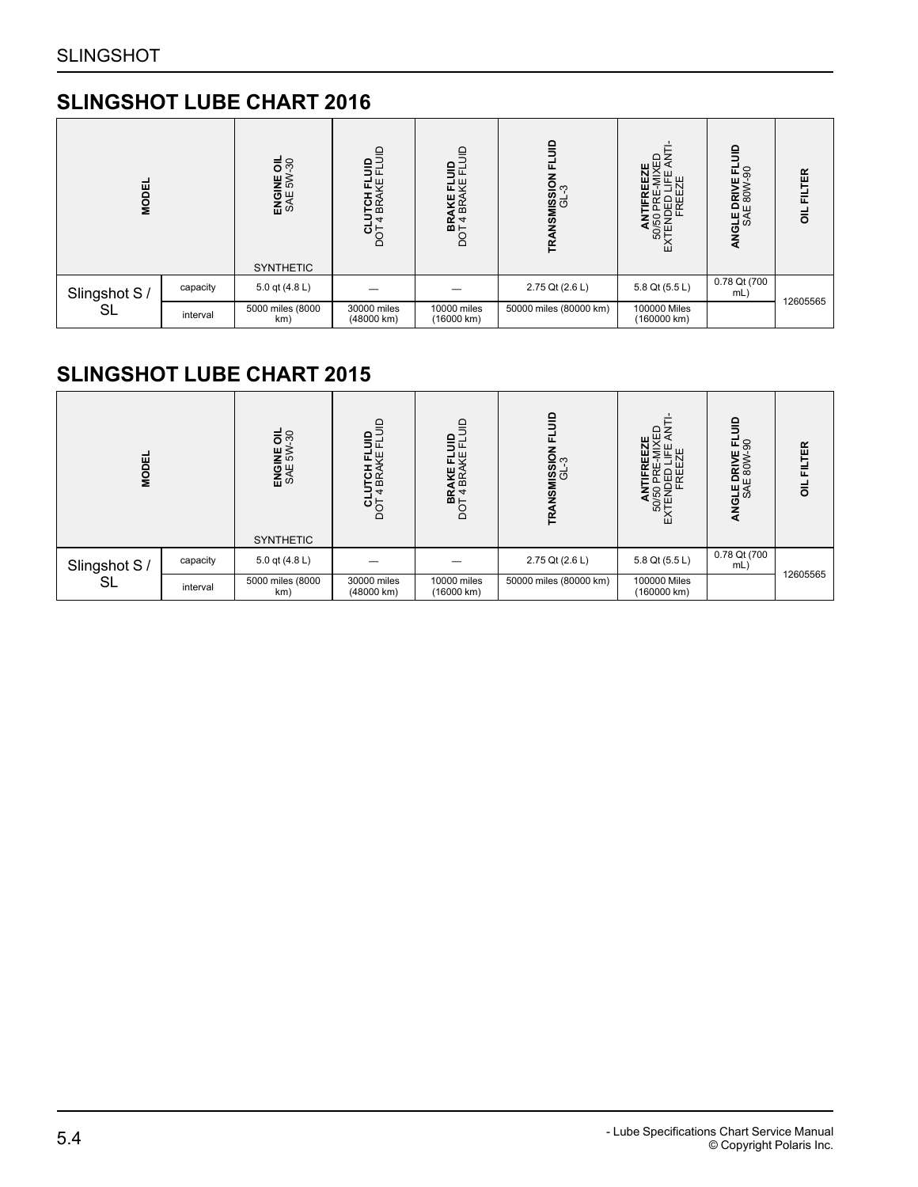## SLINGSHOT LUBE CHART 2016

| MODEL | | ENGINE OIL SAE 5W-30 SYNTHETIC | CLUTCH FLUID DOT 4 BRAKE FLUID | BRAKE FLUID DOT 4 BRAKE FLUID | TRANSMISSION FLUID GL-3 | ANTIFREEZE 50/50 PRE-MIXED EXTENDED LIFE ANTI-FREEZE | ANGLE DRIVE FLUID SAE 80W-90 | OIL FILTER |
|---|---|---|---|---|---|---|---|---|
| Slingshot S / SL | capacity | 5.0 qt (4.8 L) | — | — | 2.75 Qt (2.6 L) | 5.8 Qt (5.5 L) | 0.78 Qt (700 mL) | 12605565 |
| | interval | 5000 miles (8000 km) | 30000 miles (48000 km) | 10000 miles (16000 km) | 50000 miles (80000 km) | 100000 Miles (160000 km) | | |

## SLINGSHOT LUBE CHART 2015

| MODEL | | ENGINE OIL SAE 5W-30 SYNTHETIC | CLUTCH FLUID DOT 4 BRAKE FLUID | BRAKE FLUID DOT 4 BRAKE FLUID | TRANSMISSION FLUID GL-3 | ANTIFREEZE 50/50 PRE-MIXED EXTENDED LIFE ANTI-FREEZE | ANGLE DRIVE FLUID SAE 80W-90 | OIL FILTER |
|---|---|---|---|---|---|---|---|---|
| Slingshot S / SL | capacity | 5.0 qt (4.8 L) | — | — | 2.75 Qt (2.6 L) | 5.8 Qt (5.5 L) | 0.78 Qt (700 mL) | 12605565 |
| | interval | 5000 miles (8000 km) | 30000 miles (48000 km) | 10000 miles (16000 km) | 50000 miles (80000 km) | 100000 Miles (160000 km) | | |